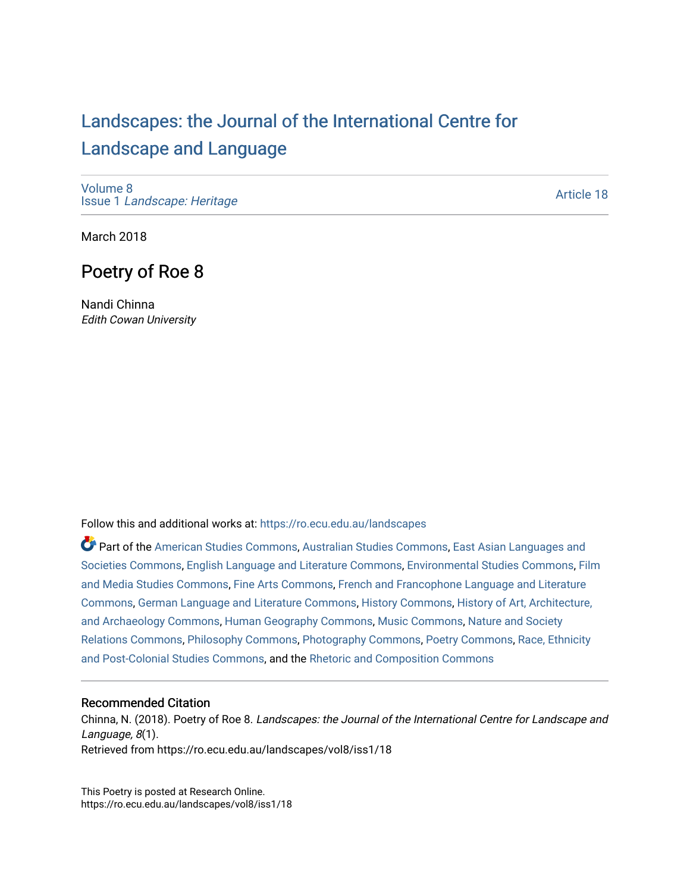# Landscapes: the Journal of the International Centre for Landscape and Language

Volume 8
Issue 1 *Landscape: Heritage*

Article 18

March 2018

## Poetry of Roe 8

Nandi Chinna
*Edith Cowan University*

Follow this and additional works at: https://ro.ecu.edu.au/landscapes

Part of the American Studies Commons, Australian Studies Commons, East Asian Languages and Societies Commons, English Language and Literature Commons, Environmental Studies Commons, Film and Media Studies Commons, Fine Arts Commons, French and Francophone Language and Literature Commons, German Language and Literature Commons, History Commons, History of Art, Architecture, and Archaeology Commons, Human Geography Commons, Music Commons, Nature and Society Relations Commons, Philosophy Commons, Photography Commons, Poetry Commons, Race, Ethnicity and Post-Colonial Studies Commons, and the Rhetoric and Composition Commons

### Recommended Citation

Chinna, N. (2018). Poetry of Roe 8. *Landscapes: the Journal of the International Centre for Landscape and Language, 8*(1).
Retrieved from https://ro.ecu.edu.au/landscapes/vol8/iss1/18

This Poetry is posted at Research Online.
https://ro.ecu.edu.au/landscapes/vol8/iss1/18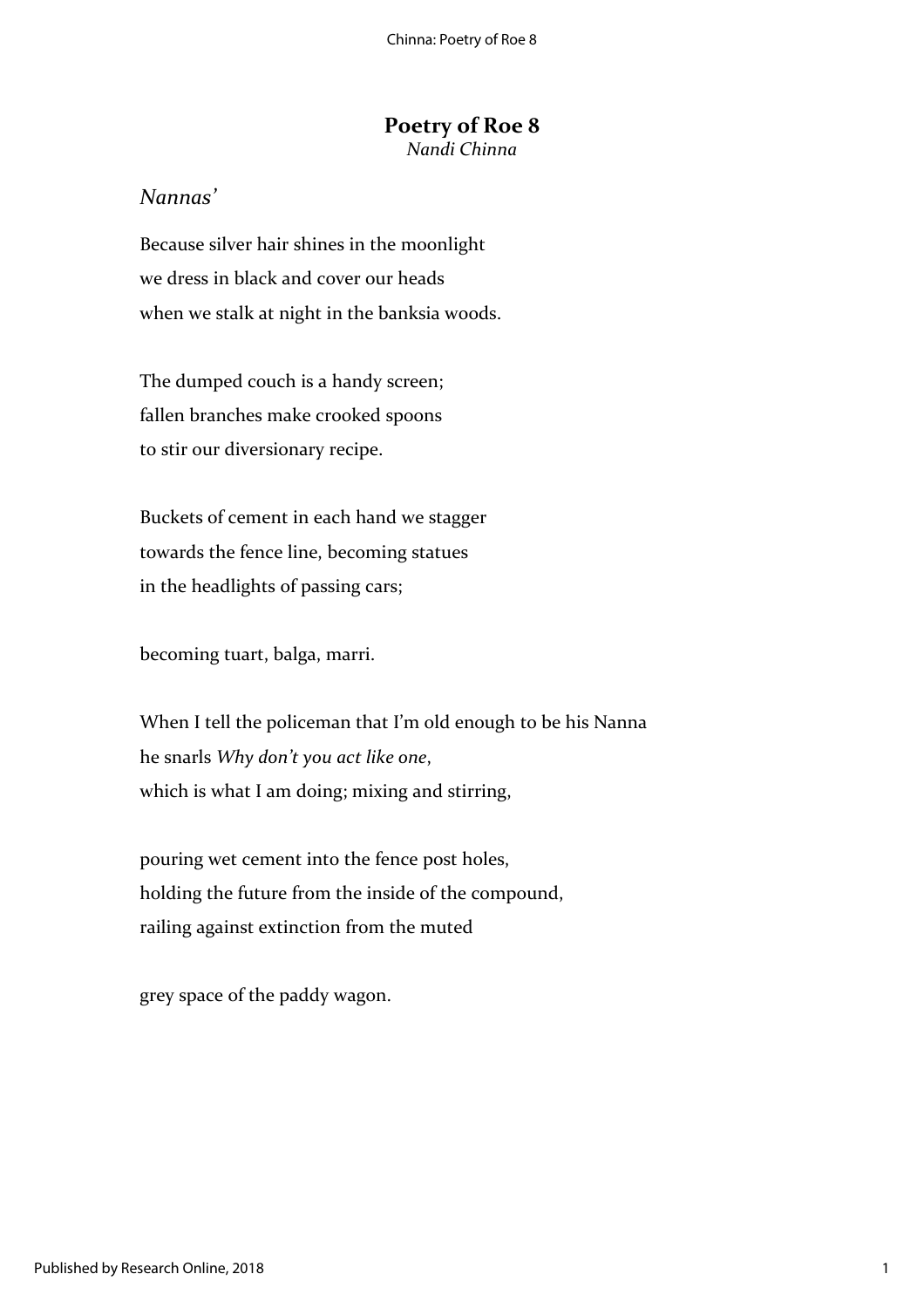# Poetry of Roe 8

*Nandi Chinna*

## *Nannas'*

Because silver hair shines in the moonlight
we dress in black and cover our heads
when we stalk at night in the banksia woods.

The dumped couch is a handy screen;
fallen branches make crooked spoons
to stir our diversionary recipe.

Buckets of cement in each hand we stagger
towards the fence line, becoming statues
in the headlights of passing cars;

becoming tuart, balga, marri.

When I tell the policeman that I'm old enough to be his Nanna
he snarls *Why don't you act like one*,
which is what I am doing; mixing and stirring,

pouring wet cement into the fence post holes,
holding the future from the inside of the compound,
railing against extinction from the muted

grey space of the paddy wagon.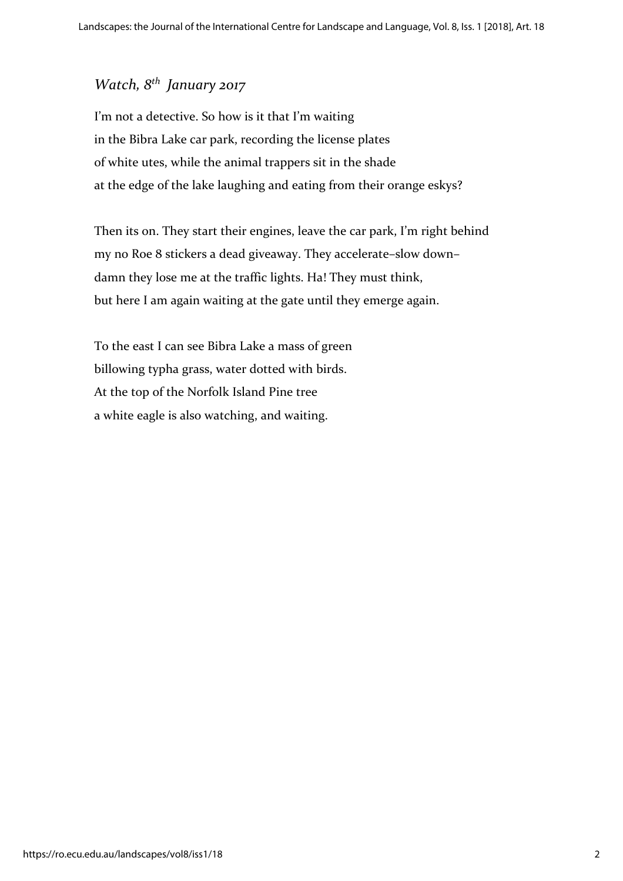## *Watch, 8th January 2017*

I'm not a detective. So how is it that I'm waiting
in the Bibra Lake car park, recording the license plates
of white utes, while the animal trappers sit in the shade
at the edge of the lake laughing and eating from their orange eskys?

Then its on. They start their engines, leave the car park, I'm right behind
my no Roe 8 stickers a dead giveaway. They accelerate–slow down–
damn they lose me at the traffic lights. Ha! They must think,
but here I am again waiting at the gate until they emerge again.

To the east I can see Bibra Lake a mass of green
billowing typha grass, water dotted with birds.
At the top of the Norfolk Island Pine tree
a white eagle is also watching, and waiting.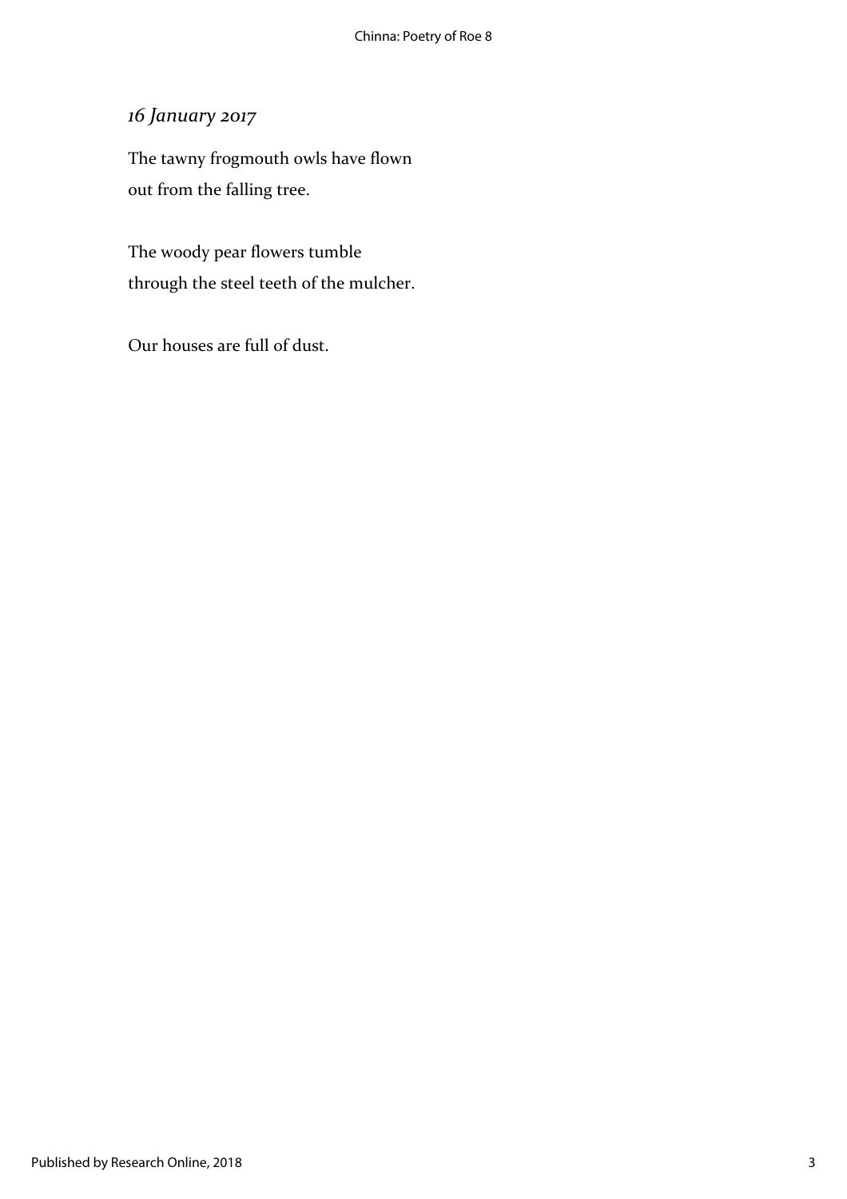*16 January 2017*

The tawny frogmouth owls have flown  
out from the falling tree.

The woody pear flowers tumble  
through the steel teeth of the mulcher.

Our houses are full of dust.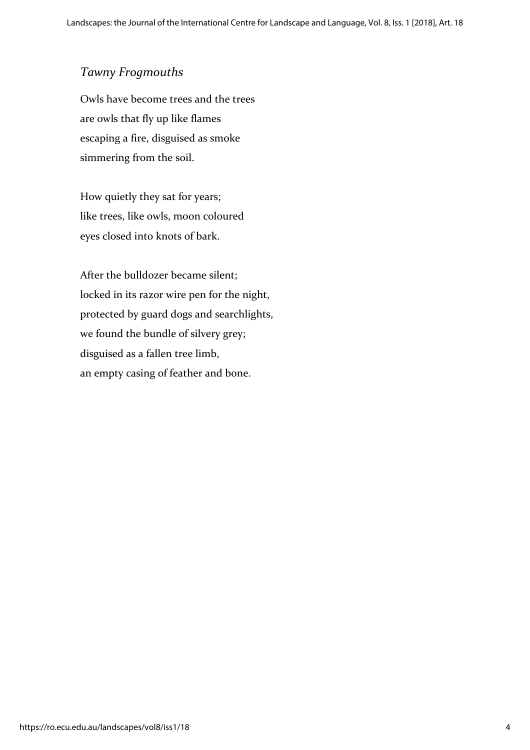*Tawny Frogmouths*

Owls have become trees and the trees  
are owls that fly up like flames  
escaping a fire, disguised as smoke  
simmering from the soil.

How quietly they sat for years;  
like trees, like owls, moon coloured  
eyes closed into knots of bark.

After the bulldozer became silent;  
locked in its razor wire pen for the night,  
protected by guard dogs and searchlights,  
we found the bundle of silvery grey;  
disguised as a fallen tree limb,  
an empty casing of feather and bone.